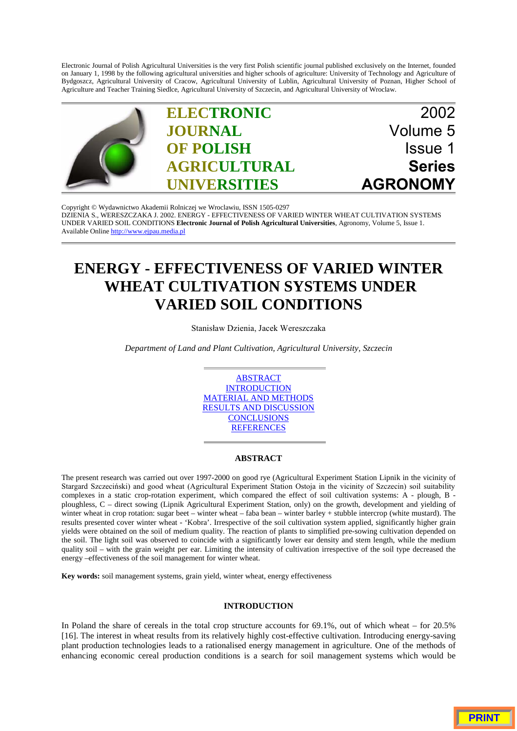Electronic Journal of Polish Agricultural Universities is the very first Polish scientific journal published exclusively on the Internet, founded on January 1, 1998 by the following agricultural universities and higher schools of agriculture: University of Technology and Agriculture of Bydgoszcz, Agricultural University of Cracow, Agricultural University of Lublin, Agricultural University of Poznan, Higher School of Agriculture and Teacher Training Siedlce, Agricultural University of Szczecin, and Agricultural University of Wroclaw.

**ELECTRONIC JOURNAL OF POLISH AGRICULTURAL UNIVERSITIES**

2002
Volume 5
Issue 1
**Series AGRONOMY**

Copyright © Wydawnictwo Akademii Rolniczej we Wroclawiu, ISSN 1505-0297
DZIENIA S., WERESZCZAKA J. 2002. ENERGY - EFFECTIVENESS OF VARIED WINTER WHEAT CULTIVATION SYSTEMS UNDER VARIED SOIL CONDITIONS **Electronic Journal of Polish Agricultural Universities**, Agronomy, Volume 5, Issue 1.
Available Online http://www.ejpau.media.pl

# ENERGY - EFFECTIVENESS OF VARIED WINTER WHEAT CULTIVATION SYSTEMS UNDER VARIED SOIL CONDITIONS

Stanisław Dzienia, Jacek Wereszczaka

*Department of Land and Plant Cultivation, Agricultural University, Szczecin*

ABSTRACT
INTRODUCTION
MATERIAL AND METHODS
RESULTS AND DISCUSSION
CONCLUSIONS
REFERENCES

## ABSTRACT

The present research was carried out over 1997-2000 on good rye (Agricultural Experiment Station Lipnik in the vicinity of Stargard Szczeciński) and good wheat (Agricultural Experiment Station Ostoja in the vicinity of Szczecin) soil suitability complexes in a static crop-rotation experiment, which compared the effect of soil cultivation systems: A - plough, B - ploughless, C – direct sowing (Lipnik Agricultural Experiment Station, only) on the growth, development and yielding of winter wheat in crop rotation: sugar beet – winter wheat – faba bean – winter barley + stubble intercrop (white mustard). The results presented cover winter wheat - 'Kobra'. Irrespective of the soil cultivation system applied, significantly higher grain yields were obtained on the soil of medium quality. The reaction of plants to simplified pre-sowing cultivation depended on the soil. The light soil was observed to coincide with a significantly lower ear density and stem length, while the medium quality soil – with the grain weight per ear. Limiting the intensity of cultivation irrespective of the soil type decreased the energy –effectiveness of the soil management for winter wheat.

**Key words:** soil management systems, grain yield, winter wheat, energy effectiveness

## INTRODUCTION

In Poland the share of cereals in the total crop structure accounts for 69.1%, out of which wheat – for 20.5% [16]. The interest in wheat results from its relatively highly cost-effective cultivation. Introducing energy-saving plant production technologies leads to a rationalised energy management in agriculture. One of the methods of enhancing economic cereal production conditions is a search for soil management systems which would be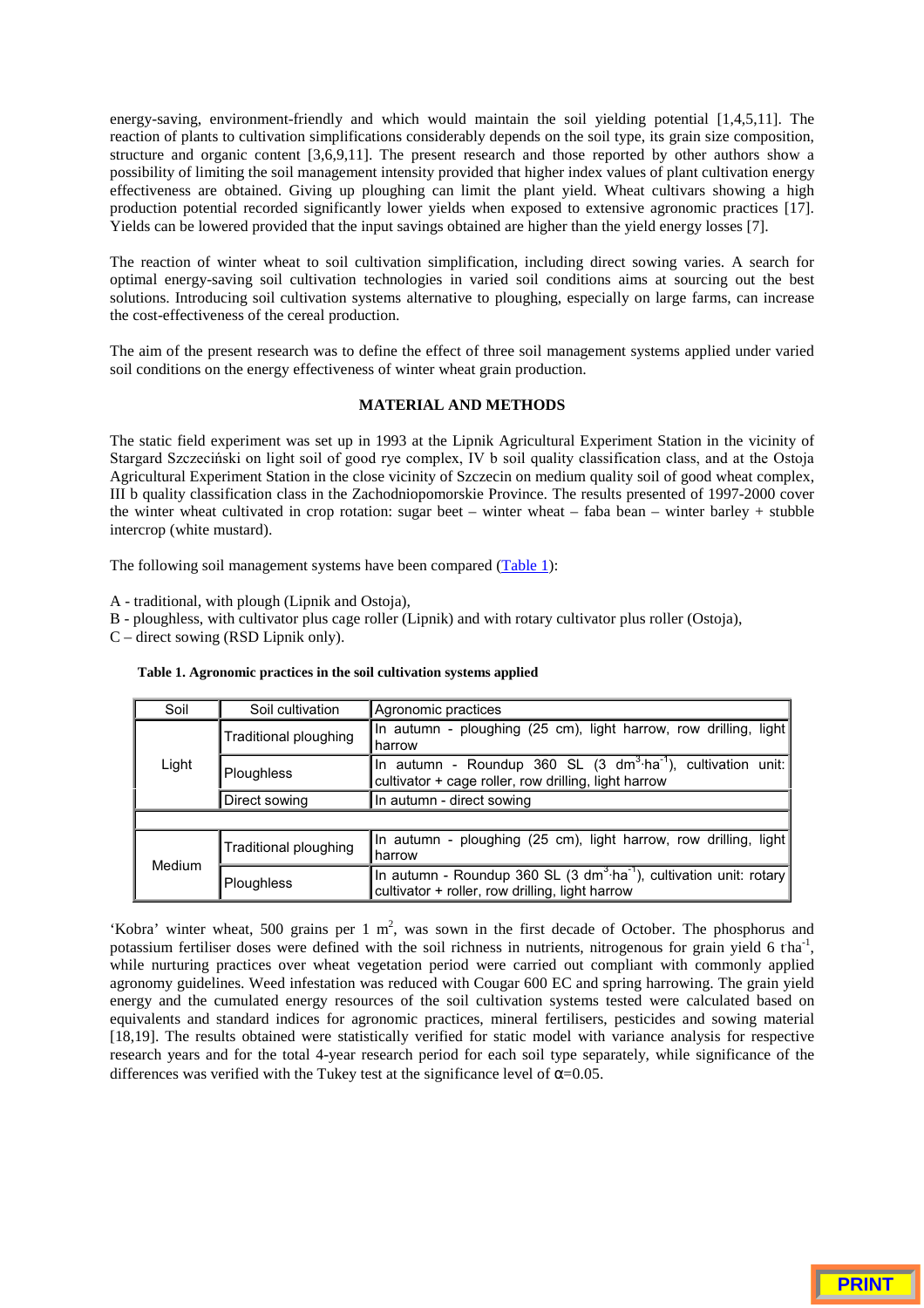energy-saving, environment-friendly and which would maintain the soil yielding potential [1,4,5,11]. The reaction of plants to cultivation simplifications considerably depends on the soil type, its grain size composition, structure and organic content [3,6,9,11]. The present research and those reported by other authors show a possibility of limiting the soil management intensity provided that higher index values of plant cultivation energy effectiveness are obtained. Giving up ploughing can limit the plant yield. Wheat cultivars showing a high production potential recorded significantly lower yields when exposed to extensive agronomic practices [17]. Yields can be lowered provided that the input savings obtained are higher than the yield energy losses [7].

The reaction of winter wheat to soil cultivation simplification, including direct sowing varies. A search for optimal energy-saving soil cultivation technologies in varied soil conditions aims at sourcing out the best solutions. Introducing soil cultivation systems alternative to ploughing, especially on large farms, can increase the cost-effectiveness of the cereal production.

The aim of the present research was to define the effect of three soil management systems applied under varied soil conditions on the energy effectiveness of winter wheat grain production.

## MATERIAL AND METHODS

The static field experiment was set up in 1993 at the Lipnik Agricultural Experiment Station in the vicinity of Stargard Szczeciński on light soil of good rye complex, IV b soil quality classification class, and at the Ostoja Agricultural Experiment Station in the close vicinity of Szczecin on medium quality soil of good wheat complex, III b quality classification class in the Zachodniopomorskie Province. The results presented of 1997-2000 cover the winter wheat cultivated in crop rotation: sugar beet – winter wheat – faba bean – winter barley + stubble intercrop (white mustard).

The following soil management systems have been compared (Table 1):

A - traditional, with plough (Lipnik and Ostoja),
B - ploughless, with cultivator plus cage roller (Lipnik) and with rotary cultivator plus roller (Ostoja),
C – direct sowing (RSD Lipnik only).

**Table 1. Agronomic practices in the soil cultivation systems applied**

| Soil | Soil cultivation | Agronomic practices |
|---|---|---|
| Light | Traditional ploughing | In autumn - ploughing (25 cm), light harrow, row drilling, light harrow |
| | Ploughless | In autumn - Roundup 360 SL (3 $dm^3 \cdot ha^{-1}$), cultivation unit: cultivator + cage roller, row drilling, light harrow |
| | Direct sowing | In autumn - direct sowing |
| | | |
| Medium | Traditional ploughing | In autumn - ploughing (25 cm), light harrow, row drilling, light harrow |
| | Ploughless | In autumn - Roundup 360 SL (3 $dm^3 \cdot ha^{-1}$), cultivation unit: rotary cultivator + roller, row drilling, light harrow |

'Kobra' winter wheat, 500 grains per 1 $m^2$, was sown in the first decade of October. The phosphorus and potassium fertiliser doses were defined with the soil richness in nutrients, nitrogenous for grain yield 6 $t ha^{-1}$, while nurturing practices over wheat vegetation period were carried out compliant with commonly applied agronomy guidelines. Weed infestation was reduced with Cougar 600 EC and spring harrowing. The grain yield energy and the cumulated energy resources of the soil cultivation systems tested were calculated based on equivalents and standard indices for agronomic practices, mineral fertilisers, pesticides and sowing material [18,19]. The results obtained were statistically verified for static model with variance analysis for respective research years and for the total 4-year research period for each soil type separately, while significance of the differences was verified with the Tukey test at the significance level of $\alpha$=0.05.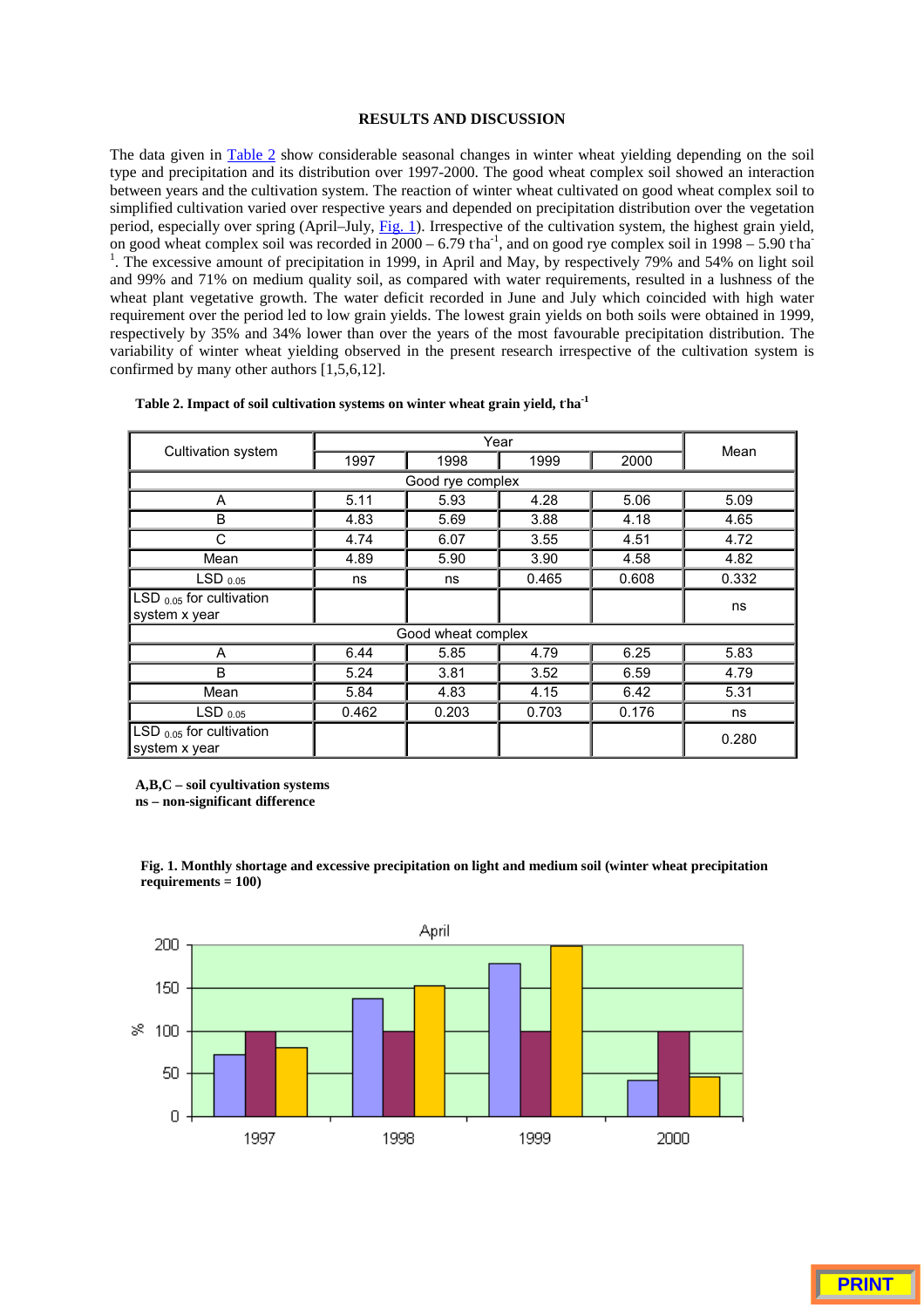### RESULTS AND DISCUSSION

The data given in Table 2 show considerable seasonal changes in winter wheat yielding depending on the soil type and precipitation and its distribution over 1997-2000. The good wheat complex soil showed an interaction between years and the cultivation system. The reaction of winter wheat cultivated on good wheat complex soil to simplified cultivation varied over respective years and depended on precipitation distribution over the vegetation period, especially over spring (April–July, Fig. 1). Irrespective of the cultivation system, the highest grain yield, on good wheat complex soil was recorded in 2000 – 6.79 t ha$^{-1}$, and on good rye complex soil in 1998 – 5.90 t ha$^{-1}$. The excessive amount of precipitation in 1999, in April and May, by respectively 79% and 54% on light soil and 99% and 71% on medium quality soil, as compared with water requirements, resulted in a lushness of the wheat plant vegetative growth. The water deficit recorded in June and July which coincided with high water requirement over the period led to low grain yields. The lowest grain yields on both soils were obtained in 1999, respectively by 35% and 34% lower than over the years of the most favourable precipitation distribution. The variability of winter wheat yielding observed in the present research irrespective of the cultivation system is confirmed by many other authors [1,5,6,12].

**Table 2. Impact of soil cultivation systems on winter wheat grain yield, t ha$^{-1}$**

| Cultivation system | Year | | | | Mean |
|---|---|---|---|---|---|
| | 1997 | 1998 | 1999 | 2000 | |
| **Good rye complex** | | | | | |
| A | 5.11 | 5.93 | 4.28 | 5.06 | 5.09 |
| B | 4.83 | 5.69 | 3.88 | 4.18 | 4.65 |
| C | 4.74 | 6.07 | 3.55 | 4.51 | 4.72 |
| Mean | 4.89 | 5.90 | 3.90 | 4.58 | 4.82 |
| $LSD_{0.05}$ | ns | ns | 0.465 | 0.608 | 0.332 |
| $LSD_{0.05}$ for cultivation system x year | | | | | ns |
| **Good wheat complex** | | | | | |
| A | 6.44 | 5.85 | 4.79 | 6.25 | 5.83 |
| B | 5.24 | 3.81 | 3.52 | 6.59 | 4.79 |
| Mean | 5.84 | 4.83 | 4.15 | 6.42 | 5.31 |
| $LSD_{0.05}$ | 0.462 | 0.203 | 0.703 | 0.176 | ns |
| $LSD_{0.05}$ for cultivation system x year | | | | | 0.280 |

**A,B,C – soil cyultivation systems**
**ns – non-significant difference**

**Fig. 1. Monthly shortage and excessive precipitation on light and medium soil (winter wheat precipitation requirements = 100)**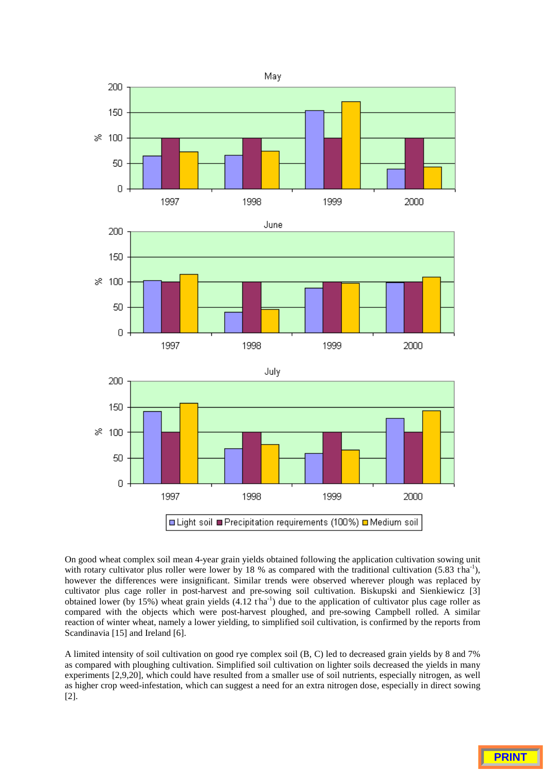May

200
150
100
50
0
%

1997 1998 1999 2000

June

200
150
100
50
0
%

1997 1998 1999 2000

July

200
150
100
50
0
%

1997 1998 1999 2000

Light soil  Precipitation requirements (100%)  Medium soil

On good wheat complex soil mean 4-year grain yields obtained following the application cultivation sowing unit with rotary cultivator plus roller were lower by 18 % as compared with the traditional cultivation (5.83 t·ha$^{-1}$), however the differences were insignificant. Similar trends were observed wherever plough was replaced by cultivator plus cage roller in post-harvest and pre-sowing soil cultivation. Biskupski and Sienkiewicz [3] obtained lower (by 15%) wheat grain yields (4.12 t·ha$^{-1}$) due to the application of cultivator plus cage roller as compared with the objects which were post-harvest ploughed, and pre-sowing Campbell rolled. A similar reaction of winter wheat, namely a lower yielding, to simplified soil cultivation, is confirmed by the reports from Scandinavia [15] and Ireland [6].

A limited intensity of soil cultivation on good rye complex soil (B, C) led to decreased grain yields by 8 and 7% as compared with ploughing cultivation. Simplified soil cultivation on lighter soils decreased the yields in many experiments [2,9,20], which could have resulted from a smaller use of soil nutrients, especially nitrogen, as well as higher crop weed-infestation, which can suggest a need for an extra nitrogen dose, especially in direct sowing [2].

PRINT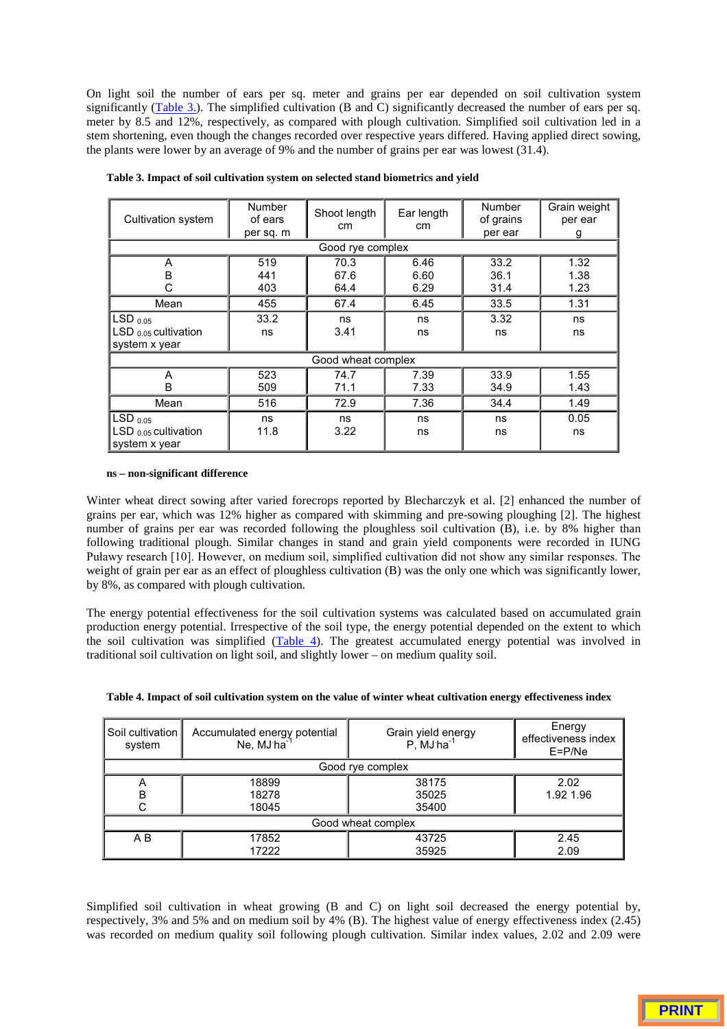On light soil the number of ears per sq. meter and grains per ear depended on soil cultivation system significantly (Table 3.). The simplified cultivation (B and C) significantly decreased the number of ears per sq. meter by 8.5 and 12%, respectively, as compared with plough cultivation. Simplified soil cultivation led in a stem shortening, even though the changes recorded over respective years differed. Having applied direct sowing, the plants were lower by an average of 9% and the number of grains per ear was lowest (31.4).

**Table 3. Impact of soil cultivation system on selected stand biometrics and yield**

| Cultivation system | Number of ears per sq. m | Shoot length cm | Ear length cm | Number of grains per ear | Grain weight per ear g |
|---|---|---|---|---|---|
| Good rye complex | | | | | |
| A | 519 | 70.3 | 6.46 | 33.2 | 1.32 |
| B | 441 | 67.6 | 6.60 | 36.1 | 1.38 |
| C | 403 | 64.4 | 6.29 | 31.4 | 1.23 |
| Mean | 455 | 67.4 | 6.45 | 33.5 | 1.31 |
| $LSD_{0.05}$ | 33.2 | ns | ns | 3.32 | ns |
| $LSD_{0.05}$ cultivation system x year | ns | 3.41 | ns | ns | ns |
| Good wheat complex | | | | | |
| A | 523 | 74.7 | 7.39 | 33.9 | 1.55 |
| B | 509 | 71.1 | 7.33 | 34.9 | 1.43 |
| Mean | 516 | 72.9 | 7.36 | 34.4 | 1.49 |
| $LSD_{0.05}$ | ns | ns | ns | ns | 0.05 |
| $LSD_{0.05}$ cultivation system x year | 11.8 | 3.22 | ns | ns | ns |

**ns – non-significant difference**

Winter wheat direct sowing after varied forecrops reported by Blecharczyk et al. [2] enhanced the number of grains per ear, which was 12% higher as compared with skimming and pre-sowing ploughing [2]. The highest number of grains per ear was recorded following the ploughless soil cultivation (B), i.e. by 8% higher than following traditional plough. Similar changes in stand and grain yield components were recorded in IUNG Puławy research [10]. However, on medium soil, simplified cultivation did not show any similar responses. The weight of grain per ear as an effect of ploughless cultivation (B) was the only one which was significantly lower, by 8%, as compared with plough cultivation.

The energy potential effectiveness for the soil cultivation systems was calculated based on accumulated grain production energy potential. Irrespective of the soil type, the energy potential depended on the extent to which the soil cultivation was simplified (Table 4). The greatest accumulated energy potential was involved in traditional soil cultivation on light soil, and slightly lower – on medium quality soil.

**Table 4. Impact of soil cultivation system on the value of winter wheat cultivation energy effectiveness index**

| Soil cultivation system | Accumulated energy potential Ne, $MJ \cdot ha^{-1}$ | Grain yield energy P, $MJ \cdot ha^{-1}$ | Energy effectiveness index E=P/Ne |
|---|---|---|---|
| Good rye complex | | | |
| A | 18899 | 38175 | 2.02 |
| B | 18278 | 35025 | 1.92 |
| C | 18045 | 35400 | 1.96 |
| Good wheat complex | | | |
| A | 17852 | 43725 | 2.45 |
| B | 17222 | 35925 | 2.09 |

Simplified soil cultivation in wheat growing (B and C) on light soil decreased the energy potential by, respectively, 3% and 5% and on medium soil by 4% (B). The highest value of energy effectiveness index (2.45) was recorded on medium quality soil following plough cultivation. Similar index values, 2.02 and 2.09 were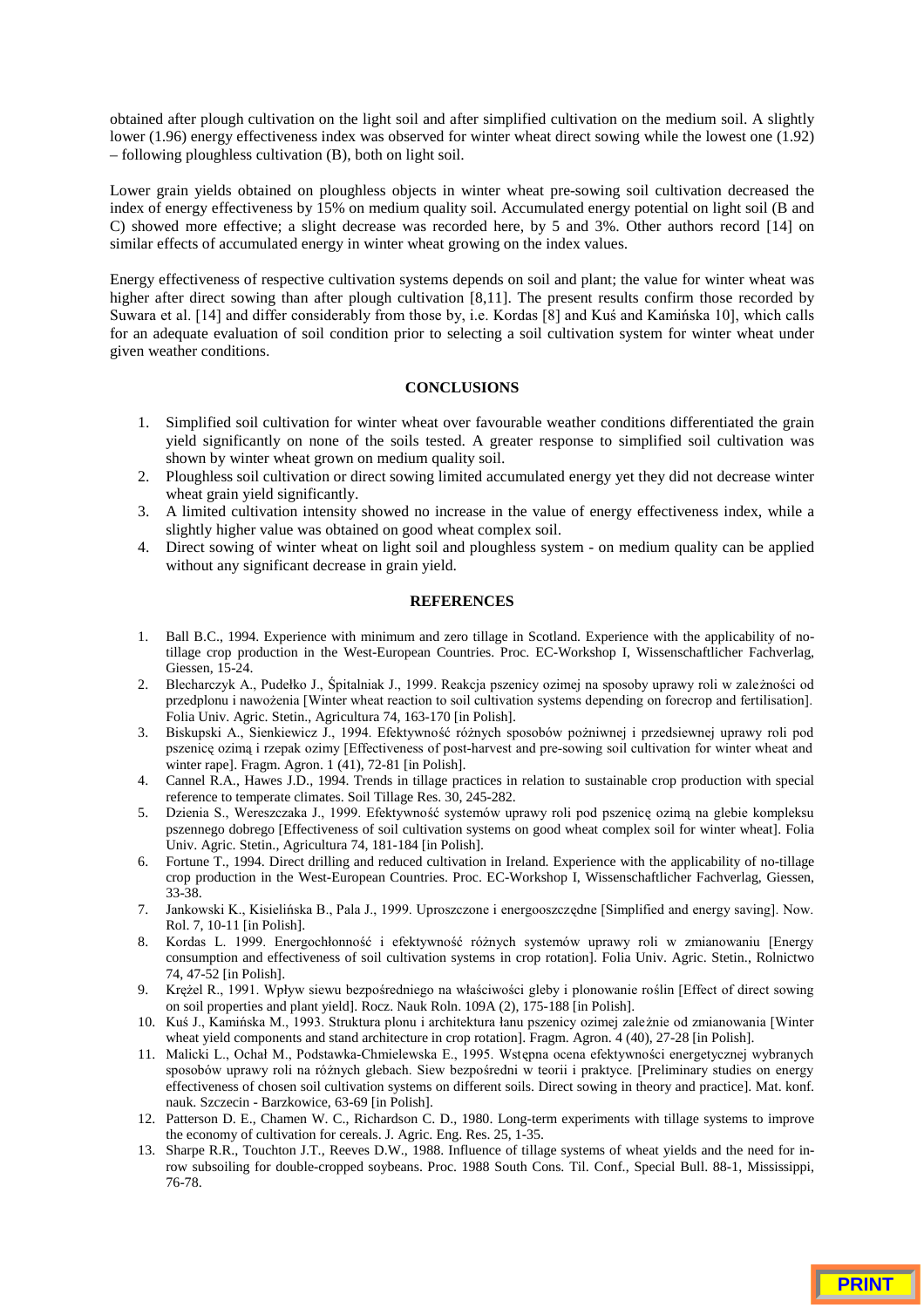obtained after plough cultivation on the light soil and after simplified cultivation on the medium soil. A slightly lower (1.96) energy effectiveness index was observed for winter wheat direct sowing while the lowest one (1.92) – following ploughless cultivation (B), both on light soil.

Lower grain yields obtained on ploughless objects in winter wheat pre-sowing soil cultivation decreased the index of energy effectiveness by 15% on medium quality soil. Accumulated energy potential on light soil (B and C) showed more effective; a slight decrease was recorded here, by 5 and 3%. Other authors record [14] on similar effects of accumulated energy in winter wheat growing on the index values.

Energy effectiveness of respective cultivation systems depends on soil and plant; the value for winter wheat was higher after direct sowing than after plough cultivation [8,11]. The present results confirm those recorded by Suwara et al. [14] and differ considerably from those by, i.e. Kordas [8] and Kuś and Kamińska 10], which calls for an adequate evaluation of soil condition prior to selecting a soil cultivation system for winter wheat under given weather conditions.

## CONCLUSIONS

1. Simplified soil cultivation for winter wheat over favourable weather conditions differentiated the grain yield significantly on none of the soils tested. A greater response to simplified soil cultivation was shown by winter wheat grown on medium quality soil.
2. Ploughless soil cultivation or direct sowing limited accumulated energy yet they did not decrease winter wheat grain yield significantly.
3. A limited cultivation intensity showed no increase in the value of energy effectiveness index, while a slightly higher value was obtained on good wheat complex soil.
4. Direct sowing of winter wheat on light soil and ploughless system - on medium quality can be applied without any significant decrease in grain yield.

## REFERENCES

1. Ball B.C., 1994. Experience with minimum and zero tillage in Scotland. Experience with the applicability of no-tillage crop production in the West-European Countries. Proc. EC-Workshop I, Wissenschaftlicher Fachverlag, Giessen, 15-24.
2. Blecharczyk A., Pudełko J., Śpitalniak J., 1999. Reakcja pszenicy ozimej na sposoby uprawy roli w zależności od przedplonu i nawożenia [Winter wheat reaction to soil cultivation systems depending on forecrop and fertilisation]. Folia Univ. Agric. Stetin., Agricultura 74, 163-170 [in Polish].
3. Biskupski A., Sienkiewicz J., 1994. Efektywność różnych sposobów pożniwnej i przedsiewnej uprawy roli pod pszenicę ozimą i rzepak ozimy [Effectiveness of post-harvest and pre-sowing soil cultivation for winter wheat and winter rape]. Fragm. Agron. 1 (41), 72-81 [in Polish].
4. Cannel R.A., Hawes J.D., 1994. Trends in tillage practices in relation to sustainable crop production with special reference to temperate climates. Soil Tillage Res. 30, 245-282.
5. Dzienia S., Wereszczaka J., 1999. Efektywność systemów uprawy roli pod pszenicę ozimą na glebie kompleksu pszennego dobrego [Effectiveness of soil cultivation systems on good wheat complex soil for winter wheat]. Folia Univ. Agric. Stetin., Agricultura 74, 181-184 [in Polish].
6. Fortune T., 1994. Direct drilling and reduced cultivation in Ireland. Experience with the applicability of no-tillage crop production in the West-European Countries. Proc. EC-Workshop I, Wissenschaftlicher Fachverlag, Giessen, 33-38.
7. Jankowski K., Kisielińska B., Pala J., 1999. Uproszczone i energooszczędne [Simplified and energy saving]. Now. Rol. 7, 10-11 [in Polish].
8. Kordas L. 1999. Energochłonność i efektywność różnych systemów uprawy roli w zmianowaniu [Energy consumption and effectiveness of soil cultivation systems in crop rotation]. Folia Univ. Agric. Stetin., Rolnictwo 74, 47-52 [in Polish].
9. Krężel R., 1991. Wpływ siewu bezpośredniego na właściwości gleby i plonowanie roślin [Effect of direct sowing on soil properties and plant yield]. Rocz. Nauk Roln. 109A (2), 175-188 [in Polish].
10. Kuś J., Kamińska M., 1993. Struktura plonu i architektura łanu pszenicy ozimej zależnie od zmianowania [Winter wheat yield components and stand architecture in crop rotation]. Fragm. Agron. 4 (40), 27-28 [in Polish].
11. Malicki L., Ochał M., Podstawka-Chmielewska E., 1995. Wstępna ocena efektywności energetycznej wybranych sposobów uprawy roli na różnych glebach. Siew bezpośredni w teorii i praktyce. [Preliminary studies on energy effectiveness of chosen soil cultivation systems on different soils. Direct sowing in theory and practice]. Mat. konf. nauk. Szczecin - Barzkowice, 63-69 [in Polish].
12. Patterson D. E., Chamen W. C., Richardson C. D., 1980. Long-term experiments with tillage systems to improve the economy of cultivation for cereals. J. Agric. Eng. Res. 25, 1-35.
13. Sharpe R.R., Touchton J.T., Reeves D.W., 1988. Influence of tillage systems of wheat yields and the need for in-row subsoiling for double-cropped soybeans. Proc. 1988 South Cons. Til. Conf., Special Bull. 88-1, Mississippi, 76-78.

PRINT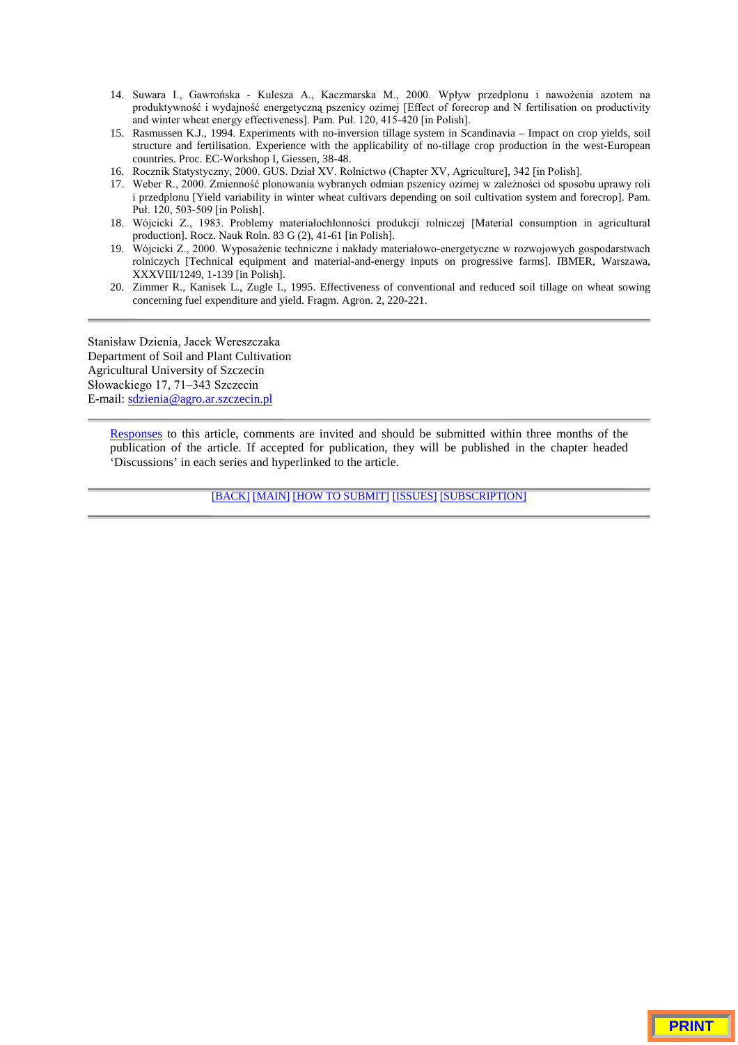14. Suwara I., Gawrońska - Kulesza A., Kaczmarska M., 2000. Wpływ przedplonu i nawożenia azotem na produktywność i wydajność energetyczną pszenicy ozimej [Effect of forecrop and N fertilisation on productivity and winter wheat energy effectiveness]. Pam. Puł. 120, 415-420 [in Polish].
15. Rasmussen K.J., 1994. Experiments with no-inversion tillage system in Scandinavia – Impact on crop yields, soil structure and fertilisation. Experience with the applicability of no-tillage crop production in the west-European countries. Proc. EC-Workshop I, Giessen, 38-48.
16. Rocznik Statystyczny, 2000. GUS. Dział XV. Rolnictwo (Chapter XV, Agriculture], 342 [in Polish].
17. Weber R., 2000. Zmienność plonowania wybranych odmian pszenicy ozimej w zależności od sposobu uprawy roli i przedplonu [Yield variability in winter wheat cultivars depending on soil cultivation system and forecrop]. Pam. Puł. 120, 503-509 [in Polish].
18. Wójcicki Z., 1983. Problemy materiałochłonności produkcji rolniczej [Material consumption in agricultural production]. Rocz. Nauk Roln. 83 G (2), 41-61 [in Polish].
19. Wójcicki Z., 2000. Wyposażenie techniczne i nakłady materiałowo-energetyczne w rozwojowych gospodarstwach rolniczych [Technical equipment and material-and-energy inputs on progressive farms]. IBMER, Warszawa, XXXVIII/1249, 1-139 [in Polish].
20. Zimmer R., Kanisek L., Zugle I., 1995. Effectiveness of conventional and reduced soil tillage on wheat sowing concerning fuel expenditure and yield. Fragm. Agron. 2, 220-221.

---

Stanisław Dzienia, Jacek Wereszczaka
Department of Soil and Plant Cultivation
Agricultural University of Szczecin
Słowackiego 17, 71–343 Szczecin
E-mail: sdzienia@agro.ar.szczecin.pl

---

Responses to this article, comments are invited and should be submitted within three months of the publication of the article. If accepted for publication, they will be published in the chapter headed 'Discussions' in each series and hyperlinked to the article.

---

[BACK] [MAIN] [HOW TO SUBMIT] [ISSUES] [SUBSCRIPTION]